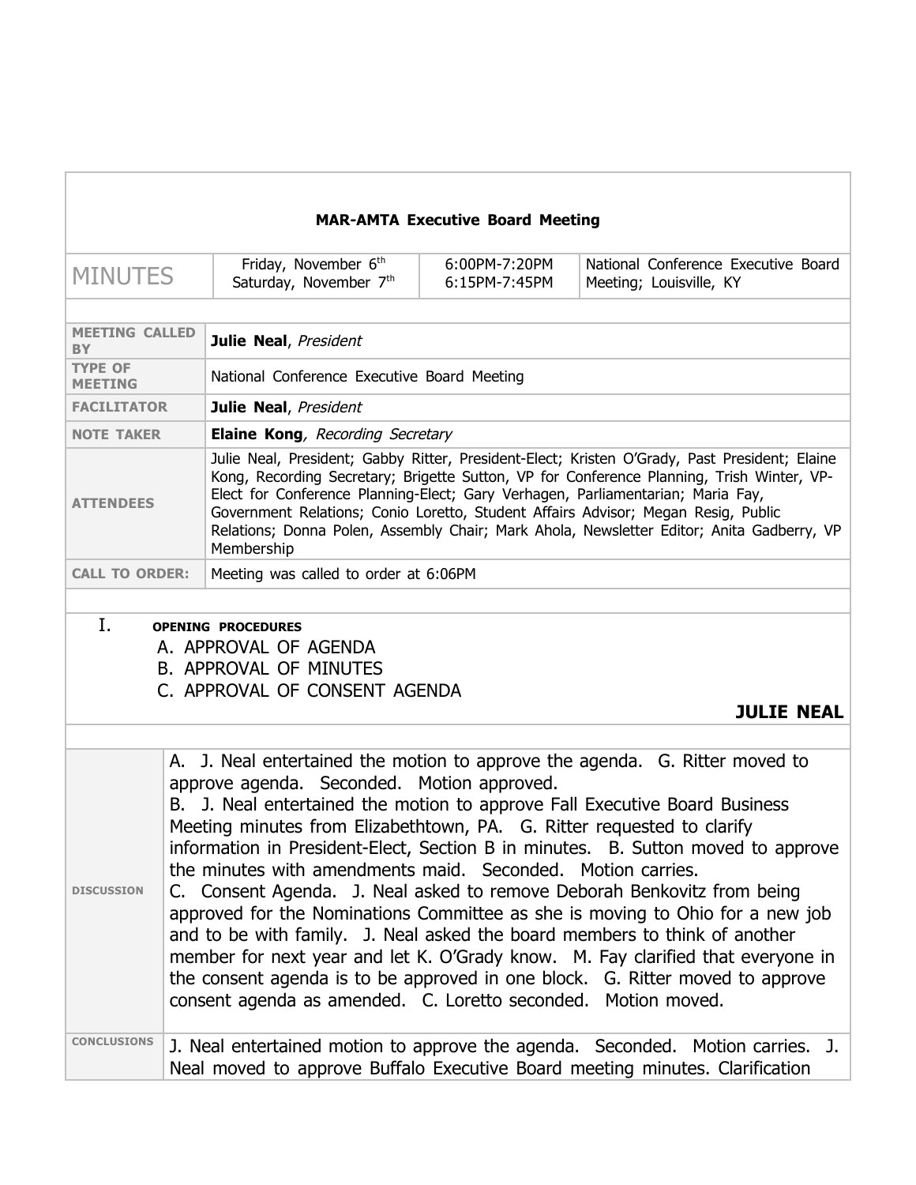# MAR-AMTA Executive Board Meeting

| MINUTES | Friday, November 6th<br>Saturday, November 7th | 6:00PM-7:20PM<br>6:15PM-7:45PM | National Conference Executive Board Meeting; Louisville, KY |
|---|---|---|---|

| | |
|---|---|
| **MEETING CALLED BY** | **Julie Neal**, *President* |
| **TYPE OF MEETING** | National Conference Executive Board Meeting |
| **FACILITATOR** | **Julie Neal**, *President* |
| **NOTE TAKER** | **Elaine Kong**, *Recording Secretary* |
| **ATTENDEES** | Julie Neal, President; Gabby Ritter, President-Elect; Kristen O'Grady, Past President; Elaine Kong, Recording Secretary; Brigette Sutton, VP for Conference Planning, Trish Winter, VP-Elect for Conference Planning-Elect; Gary Verhagen, Parliamentarian; Maria Fay, Government Relations; Conio Loretto, Student Affairs Advisor; Megan Resig, Public Relations; Donna Polen, Assembly Chair; Mark Ahola, Newsletter Editor; Anita Gadberry, VP Membership |
| **CALL TO ORDER:** | Meeting was called to order at 6:06PM |

## I. OPENING PROCEDURES

A. APPROVAL OF AGENDA
B. APPROVAL OF MINUTES
C. APPROVAL OF CONSENT AGENDA

**JULIE NEAL**

| | |
|---|---|
| **DISCUSSION** | A. J. Neal entertained the motion to approve the agenda. G. Ritter moved to approve agenda. Seconded. Motion approved.<br>B. J. Neal entertained the motion to approve Fall Executive Board Business Meeting minutes from Elizabethtown, PA. G. Ritter requested to clarify information in President-Elect, Section B in minutes. B. Sutton moved to approve the minutes with amendments maid. Seconded. Motion carries.<br>C. Consent Agenda. J. Neal asked to remove Deborah Benkovitz from being approved for the Nominations Committee as she is moving to Ohio for a new job and to be with family. J. Neal asked the board members to think of another member for next year and let K. O'Grady know. M. Fay clarified that everyone in the consent agenda is to be approved in one block. G. Ritter moved to approve consent agenda as amended. C. Loretto seconded. Motion moved. |
| **CONCLUSIONS** | J. Neal entertained motion to approve the agenda. Seconded. Motion carries. J. Neal moved to approve Buffalo Executive Board meeting minutes. Clarification |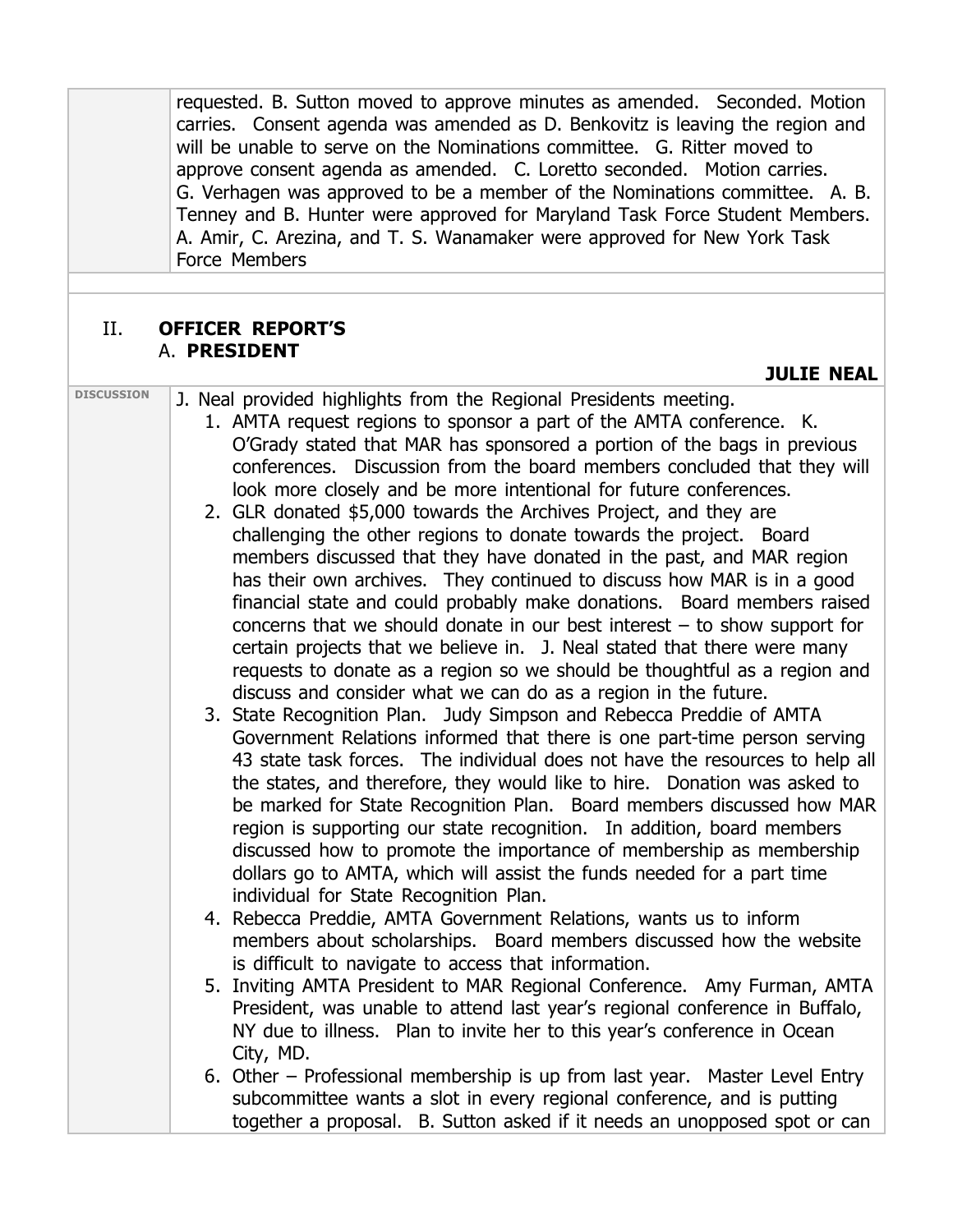| | |
|---|---|
| | requested. B. Sutton moved to approve minutes as amended. Seconded. Motion carries. Consent agenda was amended as D. Benkovitz is leaving the region and will be unable to serve on the Nominations committee. G. Ritter moved to approve consent agenda as amended. C. Loretto seconded. Motion carries. G. Verhagen was approved to be a member of the Nominations committee. A. B. Tenney and B. Hunter were approved for Maryland Task Force Student Members. A. Amir, C. Arezina, and T. S. Wanamaker were approved for New York Task Force Members |

## II. OFFICER REPORT'S

### A. PRESIDENT

**JULIE NEAL**

| | |
|---|---|
| DISCUSSION | J. Neal provided highlights from the Regional Presidents meeting.<br>1. AMTA request regions to sponsor a part of the AMTA conference. K. O'Grady stated that MAR has sponsored a portion of the bags in previous conferences. Discussion from the board members concluded that they will look more closely and be more intentional for future conferences.<br>2. GLR donated $5,000 towards the Archives Project, and they are challenging the other regions to donate towards the project. Board members discussed that they have donated in the past, and MAR region has their own archives. They continued to discuss how MAR is in a good financial state and could probably make donations. Board members raised concerns that we should donate in our best interest – to show support for certain projects that we believe in. J. Neal stated that there were many requests to donate as a region so we should be thoughtful as a region and discuss and consider what we can do as a region in the future.<br>3. State Recognition Plan. Judy Simpson and Rebecca Preddie of AMTA Government Relations informed that there is one part-time person serving 43 state task forces. The individual does not have the resources to help all the states, and therefore, they would like to hire. Donation was asked to be marked for State Recognition Plan. Board members discussed how MAR region is supporting our state recognition. In addition, board members discussed how to promote the importance of membership as membership dollars go to AMTA, which will assist the funds needed for a part time individual for State Recognition Plan.<br>4. Rebecca Preddie, AMTA Government Relations, wants us to inform members about scholarships. Board members discussed how the website is difficult to navigate to access that information.<br>5. Inviting AMTA President to MAR Regional Conference. Amy Furman, AMTA President, was unable to attend last year's regional conference in Buffalo, NY due to illness. Plan to invite her to this year's conference in Ocean City, MD.<br>6. Other – Professional membership is up from last year. Master Level Entry subcommittee wants a slot in every regional conference, and is putting together a proposal. B. Sutton asked if it needs an unopposed spot or can |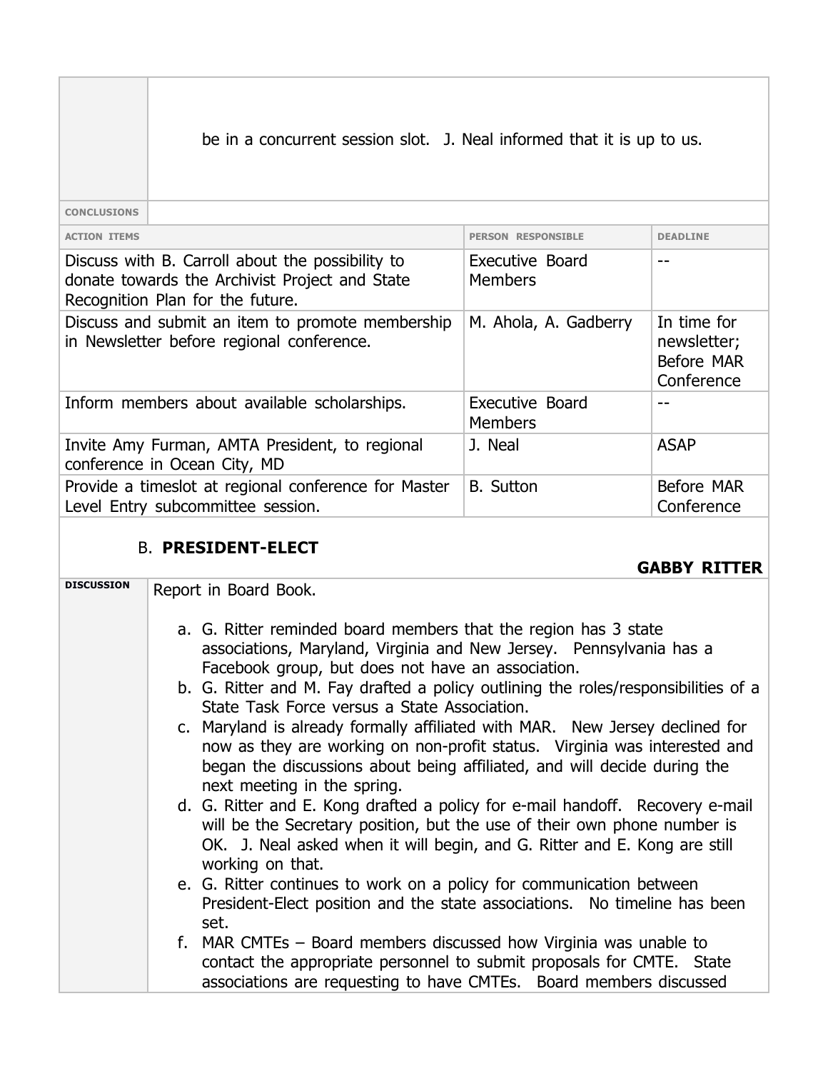| | |
|---|---|
| | be in a concurrent session slot. J. Neal informed that it is up to us. |
| CONCLUSIONS | |

| ACTION ITEMS | PERSON RESPONSIBLE | DEADLINE |
|---|---|---|
| Discuss with B. Carroll about the possibility to donate towards the Archivist Project and State Recognition Plan for the future. | Executive Board Members | -- |
| Discuss and submit an item to promote membership in Newsletter before regional conference. | M. Ahola, A. Gadberry | In time for newsletter; Before MAR Conference |
| Inform members about available scholarships. | Executive Board Members | -- |
| Invite Amy Furman, AMTA President, to regional conference in Ocean City, MD | J. Neal | ASAP |
| Provide a timeslot at regional conference for Master Level Entry subcommittee session. | B. Sutton | Before MAR Conference |

### B. PRESIDENT-ELECT

**GABBY RITTER**

| | |
|---|---|
| DISCUSSION | Report in Board Book.<br><br>a. G. Ritter reminded board members that the region has 3 state associations, Maryland, Virginia and New Jersey. Pennsylvania has a Facebook group, but does not have an association.<br>b. G. Ritter and M. Fay drafted a policy outlining the roles/responsibilities of a State Task Force versus a State Association.<br>c. Maryland is already formally affiliated with MAR. New Jersey declined for now as they are working on non-profit status. Virginia was interested and began the discussions about being affiliated, and will decide during the next meeting in the spring.<br>d. G. Ritter and E. Kong drafted a policy for e-mail handoff. Recovery e-mail will be the Secretary position, but the use of their own phone number is OK. J. Neal asked when it will begin, and G. Ritter and E. Kong are still working on that.<br>e. G. Ritter continues to work on a policy for communication between President-Elect position and the state associations. No timeline has been set.<br>f. MAR CMTEs – Board members discussed how Virginia was unable to contact the appropriate personnel to submit proposals for CMTE. State associations are requesting to have CMTEs. Board members discussed |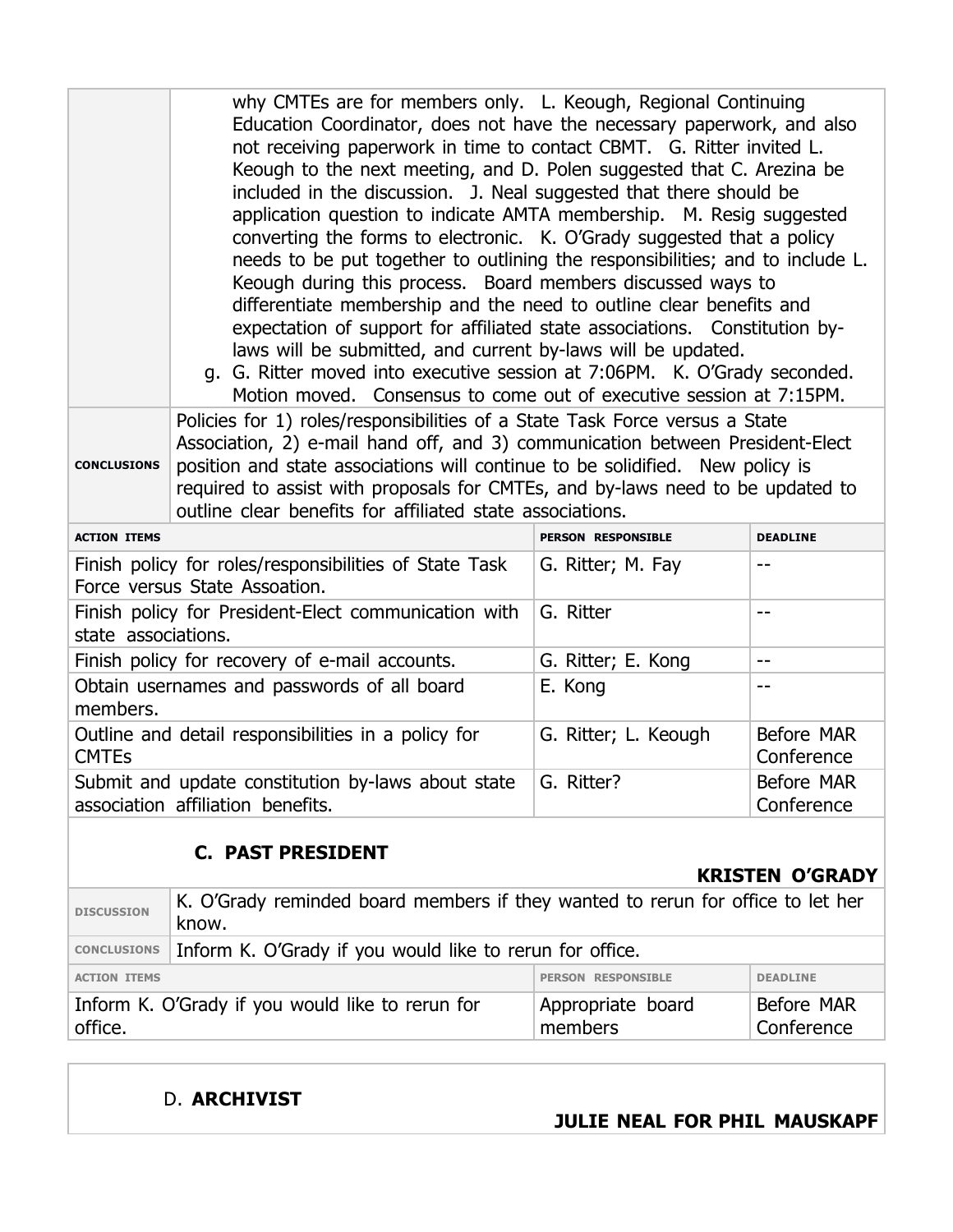| | |
|---|---|
| | why CMTEs are for members only. L. Keough, Regional Continuing Education Coordinator, does not have the necessary paperwork, and also not receiving paperwork in time to contact CBMT. G. Ritter invited L. Keough to the next meeting, and D. Polen suggested that C. Arezina be included in the discussion. J. Neal suggested that there should be application question to indicate AMTA membership. M. Resig suggested converting the forms to electronic. K. O'Grady suggested that a policy needs to be put together to outlining the responsibilities; and to include L. Keough during this process. Board members discussed ways to differentiate membership and the need to outline clear benefits and expectation of support for affiliated state associations. Constitution by-laws will be submitted, and current by-laws will be updated.<br>g. G. Ritter moved into executive session at 7:06PM. K. O'Grady seconded. Motion moved. Consensus to come out of executive session at 7:15PM. |
| **CONCLUSIONS** | Policies for 1) roles/responsibilities of a State Task Force versus a State Association, 2) e-mail hand off, and 3) communication between President-Elect position and state associations will continue to be solidified. New policy is required to assist with proposals for CMTEs, and by-laws need to be updated to outline clear benefits for affiliated state associations. |

| **ACTION ITEMS** | **PERSON RESPONSIBLE** | **DEADLINE** |
|---|---|---|
| Finish policy for roles/responsibilities of State Task Force versus State Assoation. | G. Ritter; M. Fay | -- |
| Finish policy for President-Elect communication with state associations. | G. Ritter | -- |
| Finish policy for recovery of e-mail accounts. | G. Ritter; E. Kong | -- |
| Obtain usernames and passwords of all board members. | E. Kong | -- |
| Outline and detail responsibilities in a policy for CMTEs | G. Ritter; L. Keough | Before MAR Conference |
| Submit and update constitution by-laws about state association affiliation benefits. | G. Ritter? | Before MAR Conference |

## C. PAST PRESIDENT

**KRISTEN O'GRADY**

| | |
|---|---|
| **DISCUSSION** | K. O'Grady reminded board members if they wanted to rerun for office to let her know. |
| **CONCLUSIONS** | Inform K. O'Grady if you would like to rerun for office. |

| **ACTION ITEMS** | **PERSON RESPONSIBLE** | **DEADLINE** |
|---|---|---|
| Inform K. O'Grady if you would like to rerun for office. | Appropriate board members | Before MAR Conference |

## D. ARCHIVIST

**JULIE NEAL FOR PHIL MAUSKAPF**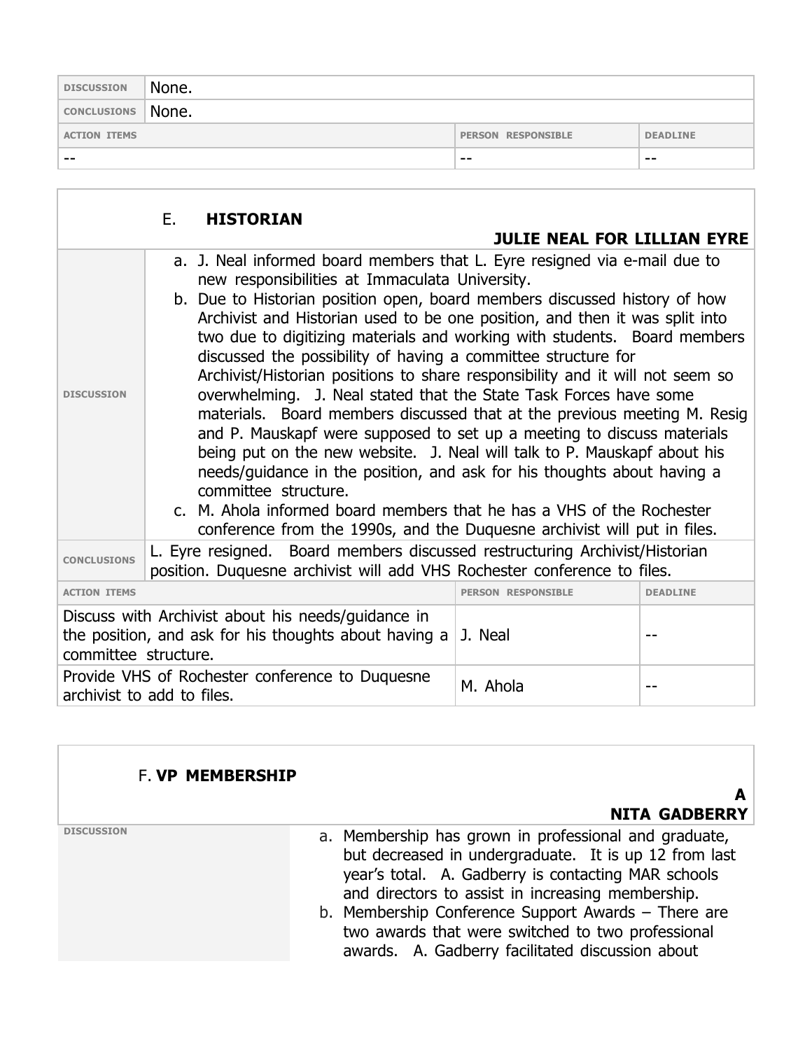| DISCUSSION | None. | |
|---|---|---|
| CONCLUSIONS | None. | |
| ACTION ITEMS | PERSON RESPONSIBLE | DEADLINE |
| -- | -- | -- |

## E. HISTORIAN

**JULIE NEAL FOR LILLIAN EYRE**

**DISCUSSION**

a. J. Neal informed board members that L. Eyre resigned via e-mail due to new responsibilities at Immaculata University.

b. Due to Historian position open, board members discussed history of how Archivist and Historian used to be one position, and then it was split into two due to digitizing materials and working with students. Board members discussed the possibility of having a committee structure for Archivist/Historian positions to share responsibility and it will not seem so overwhelming. J. Neal stated that the State Task Forces have some materials. Board members discussed that at the previous meeting M. Resig and P. Mauskapf were supposed to set up a meeting to discuss materials being put on the new website. J. Neal will talk to P. Mauskapf about his needs/guidance in the position, and ask for his thoughts about having a committee structure.

c. M. Ahola informed board members that he has a VHS of the Rochester conference from the 1990s, and the Duquesne archivist will put in files.

**CONCLUSIONS**

L. Eyre resigned. Board members discussed restructuring Archivist/Historian position. Duquesne archivist will add VHS Rochester conference to files.

| ACTION ITEMS | PERSON RESPONSIBLE | DEADLINE |
|---|---|---|
| Discuss with Archivist about his needs/guidance in the position, and ask for his thoughts about having a committee structure. | J. Neal | -- |
| Provide VHS of Rochester conference to Duquesne archivist to add to files. | M. Ahola | -- |

## F. VP MEMBERSHIP

**ANITA GADBERRY**

**DISCUSSION**

a. Membership has grown in professional and graduate, but decreased in undergraduate. It is up 12 from last year's total. A. Gadberry is contacting MAR schools and directors to assist in increasing membership.

b. Membership Conference Support Awards – There are two awards that were switched to two professional awards. A. Gadberry facilitated discussion about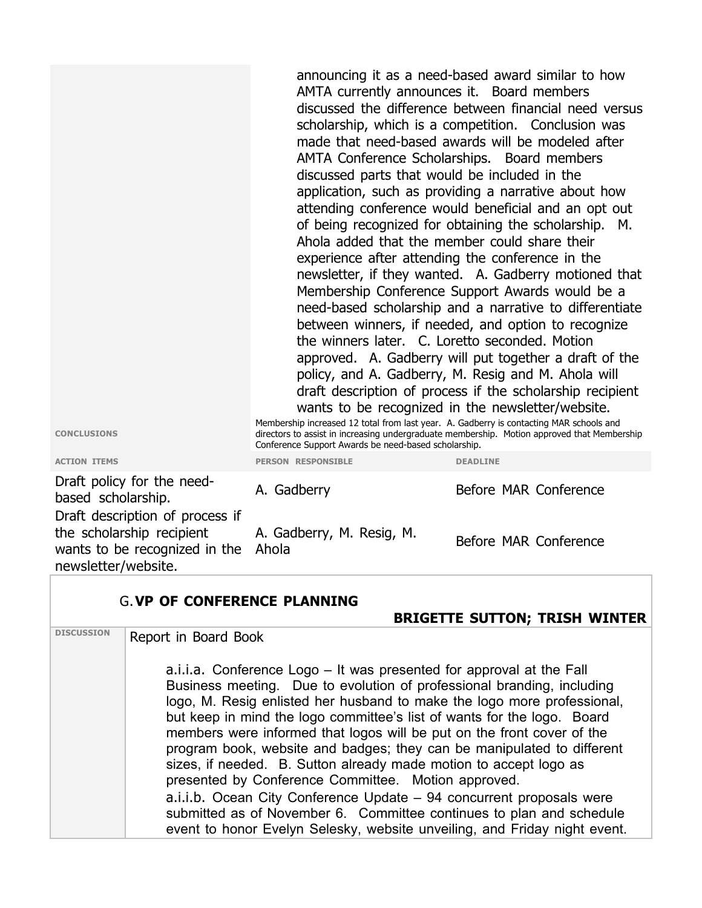announcing it as a need-based award similar to how AMTA currently announces it. Board members discussed the difference between financial need versus scholarship, which is a competition. Conclusion was made that need-based awards will be modeled after AMTA Conference Scholarships. Board members discussed parts that would be included in the application, such as providing a narrative about how attending conference would beneficial and an opt out of being recognized for obtaining the scholarship. M. Ahola added that the member could share their experience after attending the conference in the newsletter, if they wanted. A. Gadberry motioned that Membership Conference Support Awards would be a need-based scholarship and a narrative to differentiate between winners, if needed, and option to recognize the winners later. C. Loretto seconded. Motion approved. A. Gadberry will put together a draft of the policy, and A. Gadberry, M. Resig and M. Ahola will draft description of process if the scholarship recipient wants to be recognized in the newsletter/website.

**CONCLUSIONS**

Membership increased 12 total from last year. A. Gadberry is contacting MAR schools and directors to assist in increasing undergraduate membership. Motion approved that Membership Conference Support Awards be need-based scholarship.

| ACTION ITEMS | PERSON RESPONSIBLE | DEADLINE |
|---|---|---|
| Draft policy for the need-based scholarship. | A. Gadberry | Before MAR Conference |
| Draft description of process if the scholarship recipient wants to be recognized in the newsletter/website. | A. Gadberry, M. Resig, M. Ahola | Before MAR Conference |

## G. VP OF CONFERENCE PLANNING

**BRIGETTE SUTTON; TRISH WINTER**

**DISCUSSION**

Report in Board Book

a.i.i.a. Conference Logo – It was presented for approval at the Fall Business meeting. Due to evolution of professional branding, including logo, M. Resig enlisted her husband to make the logo more professional, but keep in mind the logo committee's list of wants for the logo. Board members were informed that logos will be put on the front cover of the program book, website and badges; they can be manipulated to different sizes, if needed. B. Sutton already made motion to accept logo as presented by Conference Committee. Motion approved.

a.i.i.b. Ocean City Conference Update – 94 concurrent proposals were submitted as of November 6. Committee continues to plan and schedule event to honor Evelyn Selesky, website unveiling, and Friday night event.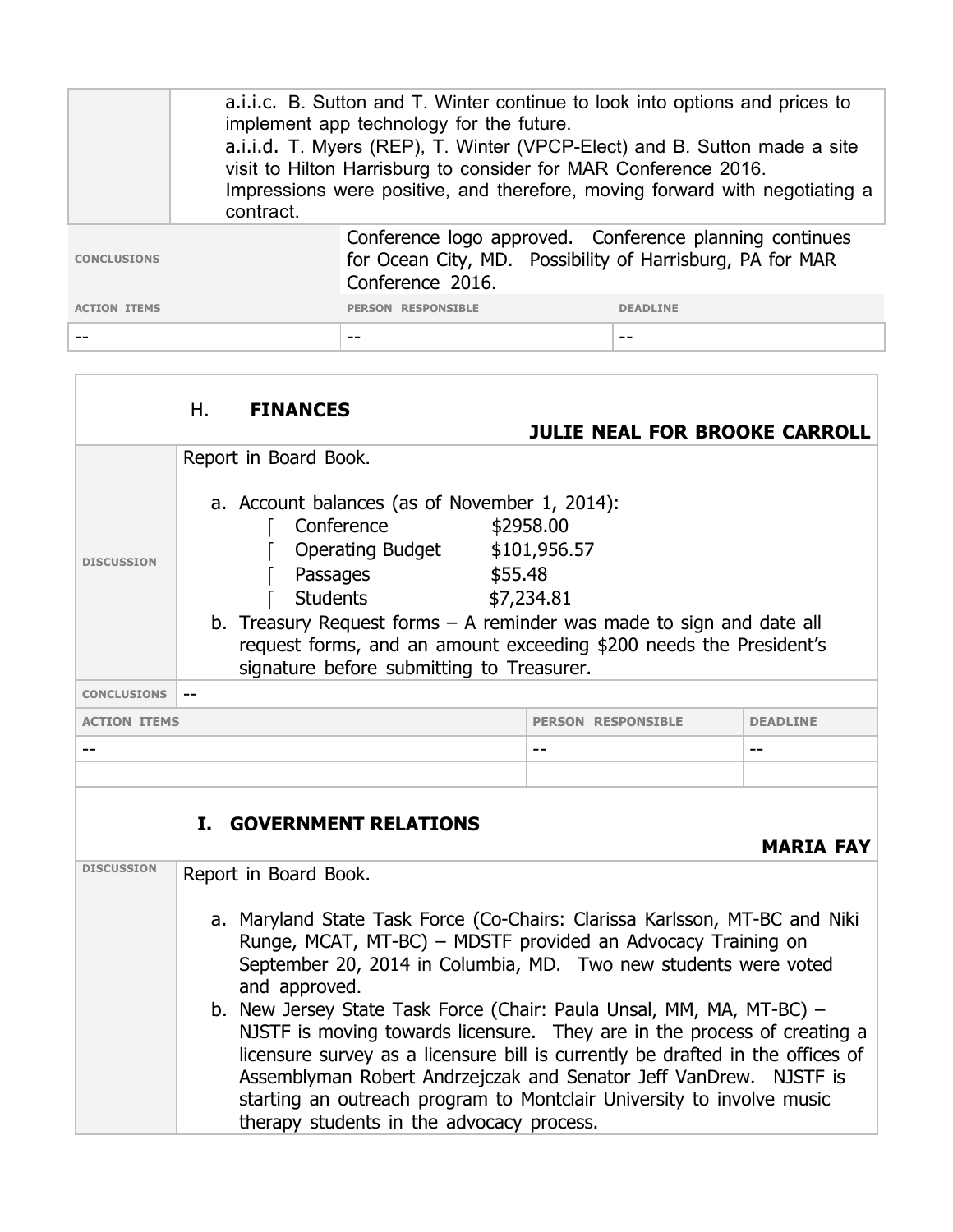|  | a.i.i.c. B. Sutton and T. Winter continue to look into options and prices to implement app technology for the future.<br>a.i.i.d. T. Myers (REP), T. Winter (VPCP-Elect) and B. Sutton made a site visit to Hilton Harrisburg to consider for MAR Conference 2016. Impressions were positive, and therefore, moving forward with negotiating a contract. |
|---|---|

| CONCLUSIONS | Conference logo approved. Conference planning continues for Ocean City, MD. Possibility of Harrisburg, PA for MAR Conference 2016. | |
|---|---|---|
| ACTION ITEMS | PERSON RESPONSIBLE | DEADLINE |
| -- | -- | -- |

## H. FINANCES

**JULIE NEAL FOR BROOKE CARROLL**

| DISCUSSION | Report in Board Book.<br><br>a. Account balances (as of November 1, 2014):<br>⌈ Conference $2958.00<br>⌈ Operating Budget $101,956.57<br>⌈ Passages $55.48<br>⌈ Students $7,234.81<br>b. Treasury Request forms – A reminder was made to sign and date all request forms, and an amount exceeding $200 needs the President's signature before submitting to Treasurer. |
|---|---|
| CONCLUSIONS | -- |

| ACTION ITEMS | PERSON RESPONSIBLE | DEADLINE |
|---|---|---|
| -- | -- | -- |
|  |  |  |

## I. GOVERNMENT RELATIONS

**MARIA FAY**

| DISCUSSION | Report in Board Book.<br><br>a. Maryland State Task Force (Co-Chairs: Clarissa Karlsson, MT-BC and Niki Runge, MCAT, MT-BC) – MDSTF provided an Advocacy Training on September 20, 2014 in Columbia, MD. Two new students were voted and approved.<br>b. New Jersey State Task Force (Chair: Paula Unsal, MM, MA, MT-BC) – NJSTF is moving towards licensure. They are in the process of creating a licensure survey as a licensure bill is currently be drafted in the offices of Assemblyman Robert Andrzejczak and Senator Jeff VanDrew. NJSTF is starting an outreach program to Montclair University to involve music therapy students in the advocacy process. |
|---|---|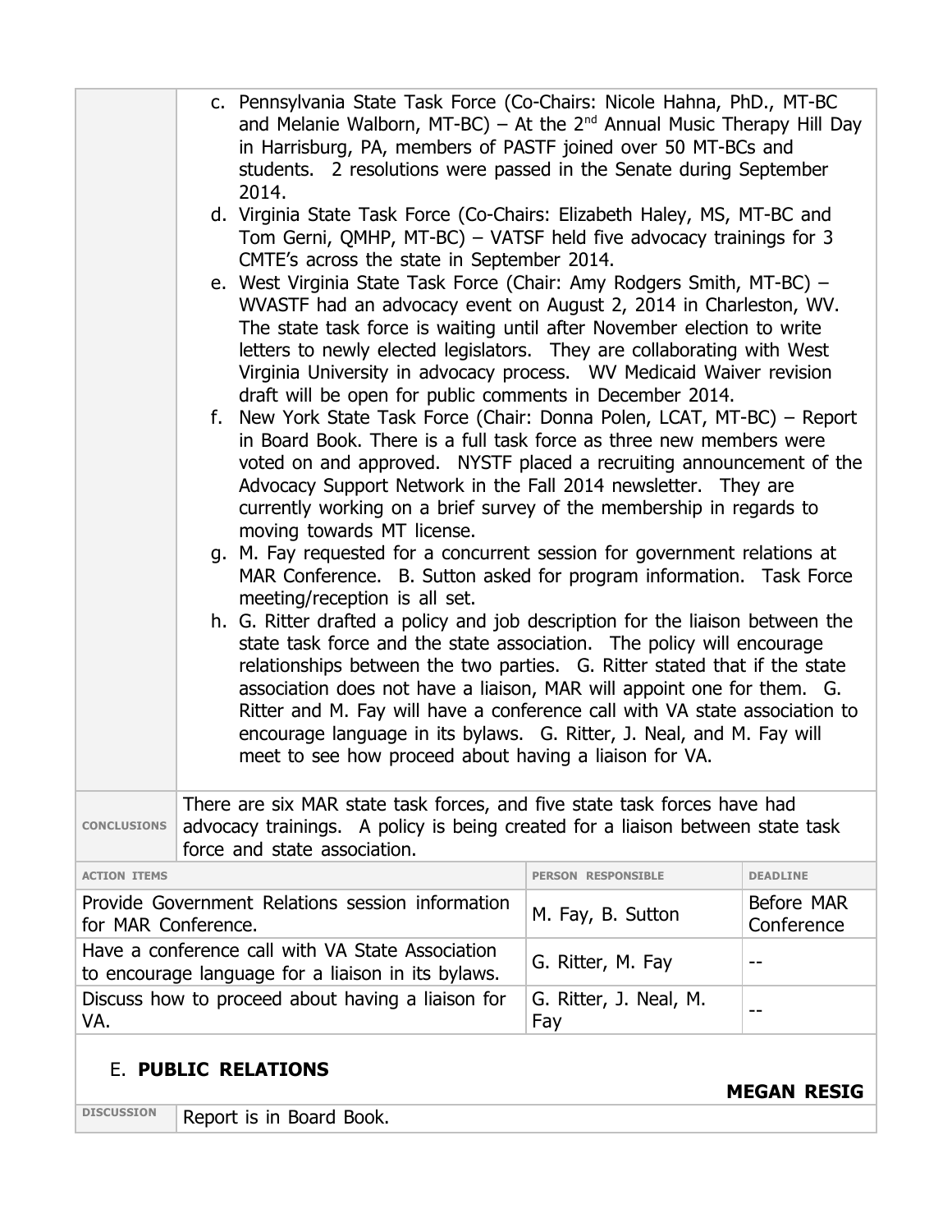| | |
|---|---|
| | c. Pennsylvania State Task Force (Co-Chairs: Nicole Hahna, PhD., MT-BC and Melanie Walborn, MT-BC) – At the 2nd Annual Music Therapy Hill Day in Harrisburg, PA, members of PASTF joined over 50 MT-BCs and students. 2 resolutions were passed in the Senate during September 2014.<br>d. Virginia State Task Force (Co-Chairs: Elizabeth Haley, MS, MT-BC and Tom Gerni, QMHP, MT-BC) – VATSF held five advocacy trainings for 3 CMTE's across the state in September 2014.<br>e. West Virginia State Task Force (Chair: Amy Rodgers Smith, MT-BC) – WVASTF had an advocacy event on August 2, 2014 in Charleston, WV. The state task force is waiting until after November election to write letters to newly elected legislators. They are collaborating with West Virginia University in advocacy process. WV Medicaid Waiver revision draft will be open for public comments in December 2014.<br>f. New York State Task Force (Chair: Donna Polen, LCAT, MT-BC) – Report in Board Book. There is a full task force as three new members were voted on and approved. NYSTF placed a recruiting announcement of the Advocacy Support Network in the Fall 2014 newsletter. They are currently working on a brief survey of the membership in regards to moving towards MT license.<br>g. M. Fay requested for a concurrent session for government relations at MAR Conference. B. Sutton asked for program information. Task Force meeting/reception is all set.<br>h. G. Ritter drafted a policy and job description for the liaison between the state task force and the state association. The policy will encourage relationships between the two parties. G. Ritter stated that if the state association does not have a liaison, MAR will appoint one for them. G. Ritter and M. Fay will have a conference call with VA state association to encourage language in its bylaws. G. Ritter, J. Neal, and M. Fay will meet to see how proceed about having a liaison for VA. |
| CONCLUSIONS | There are six MAR state task forces, and five state task forces have had advocacy trainings. A policy is being created for a liaison between state task force and state association. |

| ACTION ITEMS | PERSON RESPONSIBLE | DEADLINE |
|---|---|---|
| Provide Government Relations session information for MAR Conference. | M. Fay, B. Sutton | Before MAR Conference |
| Have a conference call with VA State Association to encourage language for a liaison in its bylaws. | G. Ritter, M. Fay | -- |
| Discuss how to proceed about having a liaison for VA. | G. Ritter, J. Neal, M. Fay | -- |

## E. **PUBLIC RELATIONS**

**MEGAN RESIG**

| | |
|---|---|
| DISCUSSION | Report is in Board Book. |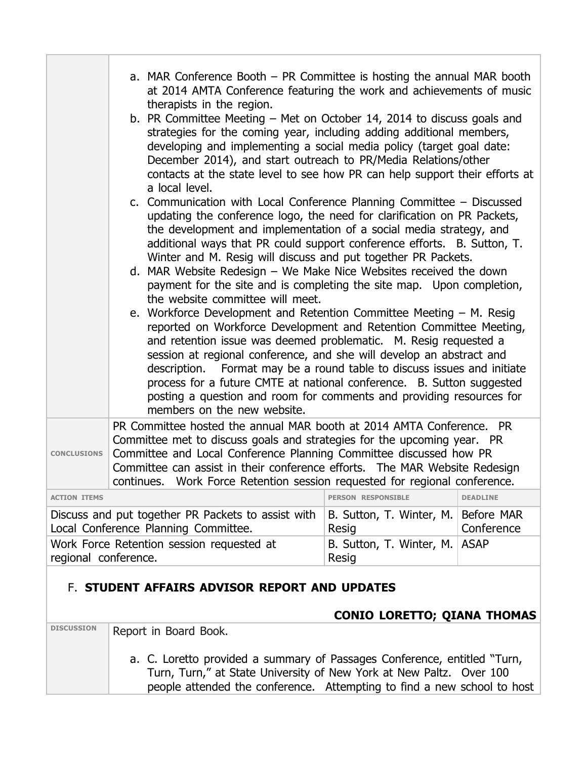| | |
|---|---|
| | a. MAR Conference Booth – PR Committee is hosting the annual MAR booth at 2014 AMTA Conference featuring the work and achievements of music therapists in the region.<br>b. PR Committee Meeting – Met on October 14, 2014 to discuss goals and strategies for the coming year, including adding additional members, developing and implementing a social media policy (target goal date: December 2014), and start outreach to PR/Media Relations/other contacts at the state level to see how PR can help support their efforts at a local level.<br>c. Communication with Local Conference Planning Committee – Discussed updating the conference logo, the need for clarification on PR Packets, the development and implementation of a social media strategy, and additional ways that PR could support conference efforts. B. Sutton, T. Winter and M. Resig will discuss and put together PR Packets.<br>d. MAR Website Redesign – We Make Nice Websites received the down payment for the site and is completing the site map. Upon completion, the website committee will meet.<br>e. Workforce Development and Retention Committee Meeting – M. Resig reported on Workforce Development and Retention Committee Meeting, and retention issue was deemed problematic. M. Resig requested a session at regional conference, and she will develop an abstract and description. Format may be a round table to discuss issues and initiate process for a future CMTE at national conference. B. Sutton suggested posting a question and room for comments and providing resources for members on the new website. |
| CONCLUSIONS | PR Committee hosted the annual MAR booth at 2014 AMTA Conference. PR Committee met to discuss goals and strategies for the upcoming year. PR Committee and Local Conference Planning Committee discussed how PR Committee can assist in their conference efforts. The MAR Website Redesign continues. Work Force Retention session requested for regional conference. |

| ACTION ITEMS | PERSON RESPONSIBLE | DEADLINE |
|---|---|---|
| Discuss and put together PR Packets to assist with Local Conference Planning Committee. | B. Sutton, T. Winter, M. Resig | Before MAR Conference |
| Work Force Retention session requested at regional conference. | B. Sutton, T. Winter, M. Resig | ASAP |

## F. **STUDENT AFFAIRS ADVISOR REPORT AND UPDATES**

**CONIO LORETTO; QIANA THOMAS**

| | |
|---|---|
| DISCUSSION | Report in Board Book.<br><br>a. C. Loretto provided a summary of Passages Conference, entitled "Turn, Turn, Turn," at State University of New York at New Paltz. Over 100 people attended the conference. Attempting to find a new school to host |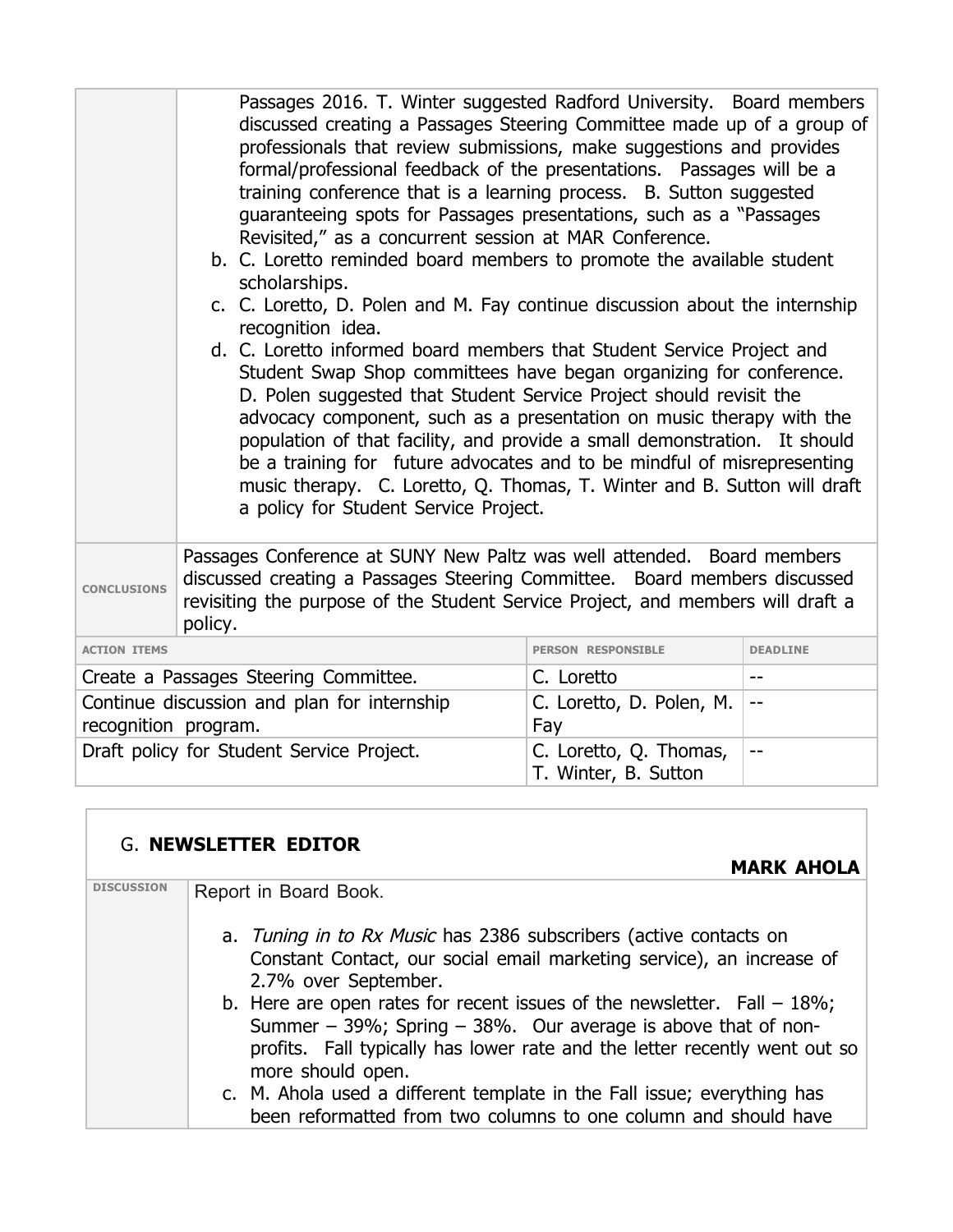| | |
|---|---|
| | Passages 2016. T. Winter suggested Radford University. Board members discussed creating a Passages Steering Committee made up of a group of professionals that review submissions, make suggestions and provides formal/professional feedback of the presentations. Passages will be a training conference that is a learning process. B. Sutton suggested guaranteeing spots for Passages presentations, such as a "Passages Revisited," as a concurrent session at MAR Conference.<br>b. C. Loretto reminded board members to promote the available student scholarships.<br>c. C. Loretto, D. Polen and M. Fay continue discussion about the internship recognition idea.<br>d. C. Loretto informed board members that Student Service Project and Student Swap Shop committees have began organizing for conference. D. Polen suggested that Student Service Project should revisit the advocacy component, such as a presentation on music therapy with the population of that facility, and provide a small demonstration. It should be a training for future advocates and to be mindful of misrepresenting music therapy. C. Loretto, Q. Thomas, T. Winter and B. Sutton will draft a policy for Student Service Project. |
| CONCLUSIONS | Passages Conference at SUNY New Paltz was well attended. Board members discussed creating a Passages Steering Committee. Board members discussed revisiting the purpose of the Student Service Project, and members will draft a policy. |

| ACTION ITEMS | PERSON RESPONSIBLE | DEADLINE |
|---|---|---|
| Create a Passages Steering Committee. | C. Loretto | -- |
| Continue discussion and plan for internship recognition program. | C. Loretto, D. Polen, M. Fay | -- |
| Draft policy for Student Service Project. | C. Loretto, Q. Thomas, T. Winter, B. Sutton | -- |

## G. NEWSLETTER EDITOR

**MARK AHOLA**

| | |
|---|---|
| DISCUSSION | Report in Board Book.<br><br>a. *Tuning in to Rx Music* has 2386 subscribers (active contacts on Constant Contact, our social email marketing service), an increase of 2.7% over September.<br>b. Here are open rates for recent issues of the newsletter. Fall – 18%; Summer – 39%; Spring – 38%. Our average is above that of non-profits. Fall typically has lower rate and the letter recently went out so more should open.<br>c. M. Ahola used a different template in the Fall issue; everything has been reformatted from two columns to one column and should have |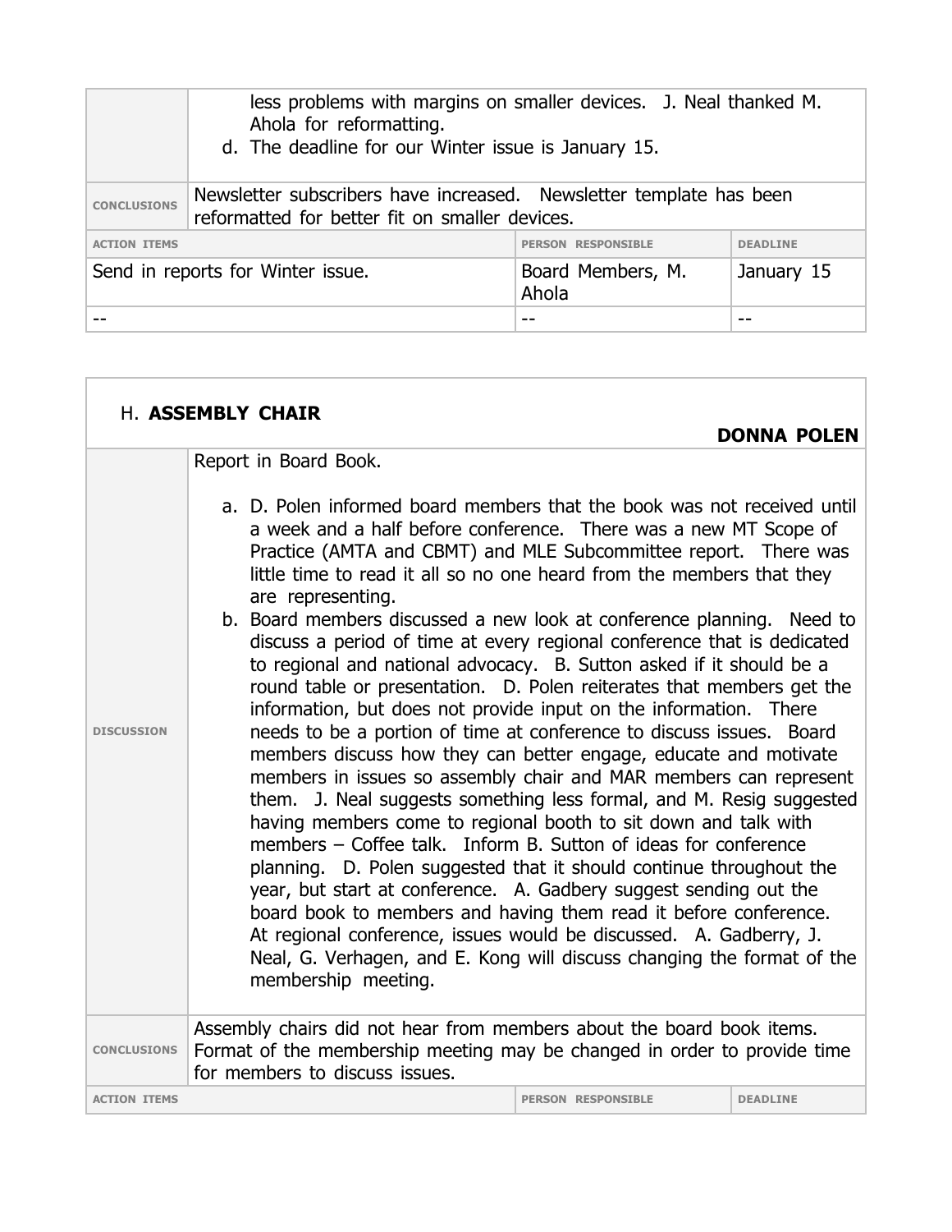| | |
|---|---|
| | less problems with margins on smaller devices. J. Neal thanked M. Ahola for reformatting.<br>d. The deadline for our Winter issue is January 15. |
| CONCLUSIONS | Newsletter subscribers have increased. Newsletter template has been reformatted for better fit on smaller devices. |

| ACTION ITEMS | PERSON RESPONSIBLE | DEADLINE |
|---|---|---|
| Send in reports for Winter issue. | Board Members, M. Ahola | January 15 |
| -- | -- | -- |

## H. **ASSEMBLY CHAIR**

**DONNA POLEN**

| | |
|---|---|
| DISCUSSION | Report in Board Book.<br><br>a. D. Polen informed board members that the book was not received until a week and a half before conference. There was a new MT Scope of Practice (AMTA and CBMT) and MLE Subcommittee report. There was little time to read it all so no one heard from the members that they are representing.<br>b. Board members discussed a new look at conference planning. Need to discuss a period of time at every regional conference that is dedicated to regional and national advocacy. B. Sutton asked if it should be a round table or presentation. D. Polen reiterates that members get the information, but does not provide input on the information. There needs to be a portion of time at conference to discuss issues. Board members discuss how they can better engage, educate and motivate members in issues so assembly chair and MAR members can represent them. J. Neal suggests something less formal, and M. Resig suggested having members come to regional booth to sit down and talk with members – Coffee talk. Inform B. Sutton of ideas for conference planning. D. Polen suggested that it should continue throughout the year, but start at conference. A. Gadbery suggest sending out the board book to members and having them read it before conference. At regional conference, issues would be discussed. A. Gadberry, J. Neal, G. Verhagen, and E. Kong will discuss changing the format of the membership meeting. |
| CONCLUSIONS | Assembly chairs did not hear from members about the board book items. Format of the membership meeting may be changed in order to provide time for members to discuss issues. |

| ACTION ITEMS | PERSON RESPONSIBLE | DEADLINE |
|---|---|---|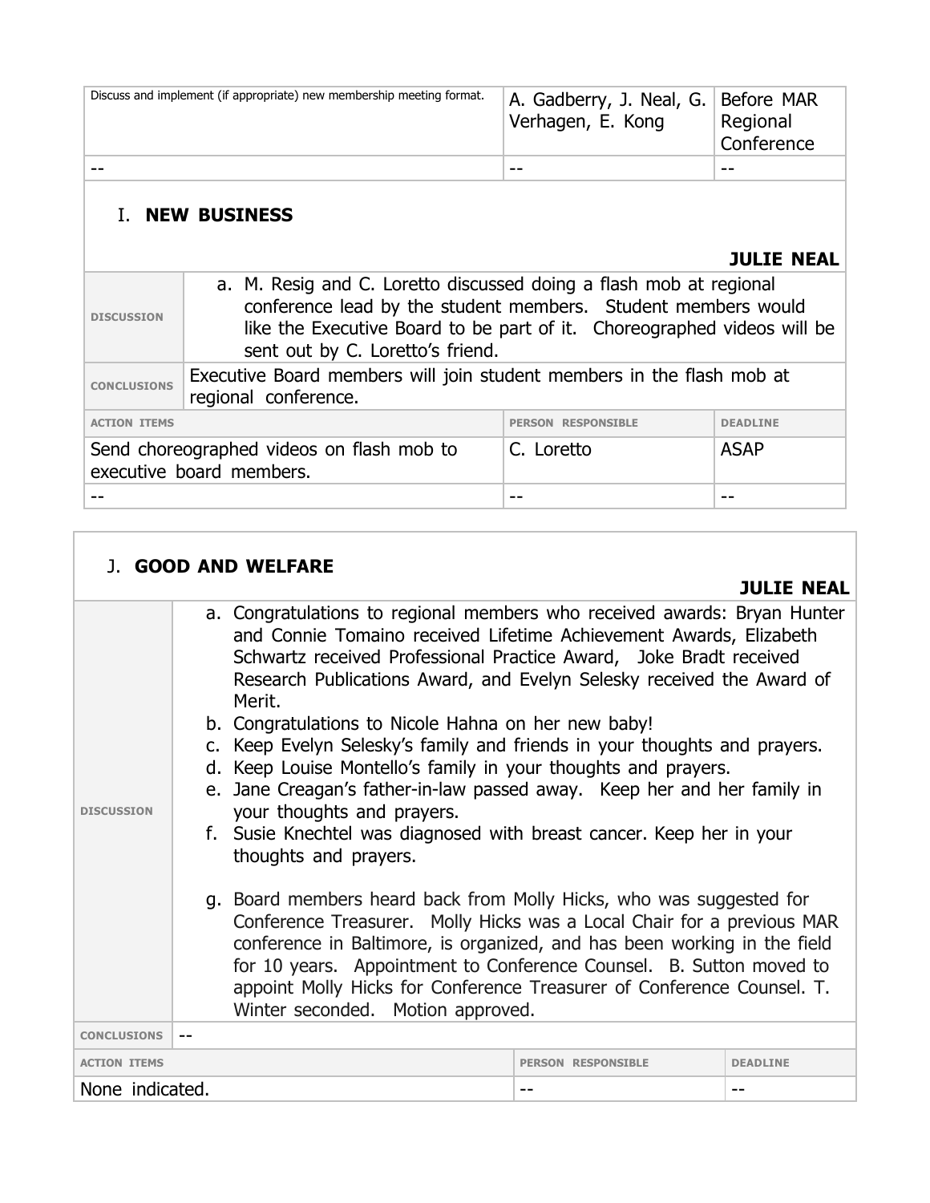| Discuss and implement (if appropriate) new membership meeting format. | A. Gadberry, J. Neal, G. Verhagen, E. Kong | Before MAR Regional Conference |
| --- | --- | --- |
| -- | -- | -- |

## I. NEW BUSINESS

**JULIE NEAL**

| | |
| --- | --- |
| DISCUSSION | a. M. Resig and C. Loretto discussed doing a flash mob at regional conference lead by the student members. Student members would like the Executive Board to be part of it. Choreographed videos will be sent out by C. Loretto's friend. |
| CONCLUSIONS | Executive Board members will join student members in the flash mob at regional conference. |

| ACTION ITEMS | PERSON RESPONSIBLE | DEADLINE |
| --- | --- | --- |
| Send choreographed videos on flash mob to executive board members. | C. Loretto | ASAP |
| -- | -- | -- |

## J. GOOD AND WELFARE

**JULIE NEAL**

| | |
| --- | --- |
| DISCUSSION | a. Congratulations to regional members who received awards: Bryan Hunter and Connie Tomaino received Lifetime Achievement Awards, Elizabeth Schwartz received Professional Practice Award, Joke Bradt received Research Publications Award, and Evelyn Selesky received the Award of Merit.<br>b. Congratulations to Nicole Hahna on her new baby!<br>c. Keep Evelyn Selesky's family and friends in your thoughts and prayers.<br>d. Keep Louise Montello's family in your thoughts and prayers.<br>e. Jane Creagan's father-in-law passed away. Keep her and her family in your thoughts and prayers.<br>f. Susie Knechtel was diagnosed with breast cancer. Keep her in your thoughts and prayers.<br><br>g. Board members heard back from Molly Hicks, who was suggested for Conference Treasurer. Molly Hicks was a Local Chair for a previous MAR conference in Baltimore, is organized, and has been working in the field for 10 years. Appointment to Conference Counsel. B. Sutton moved to appoint Molly Hicks for Conference Treasurer of Conference Counsel. T. Winter seconded. Motion approved. |
| CONCLUSIONS | -- |

| ACTION ITEMS | PERSON RESPONSIBLE | DEADLINE |
| --- | --- | --- |
| None indicated. | -- | -- |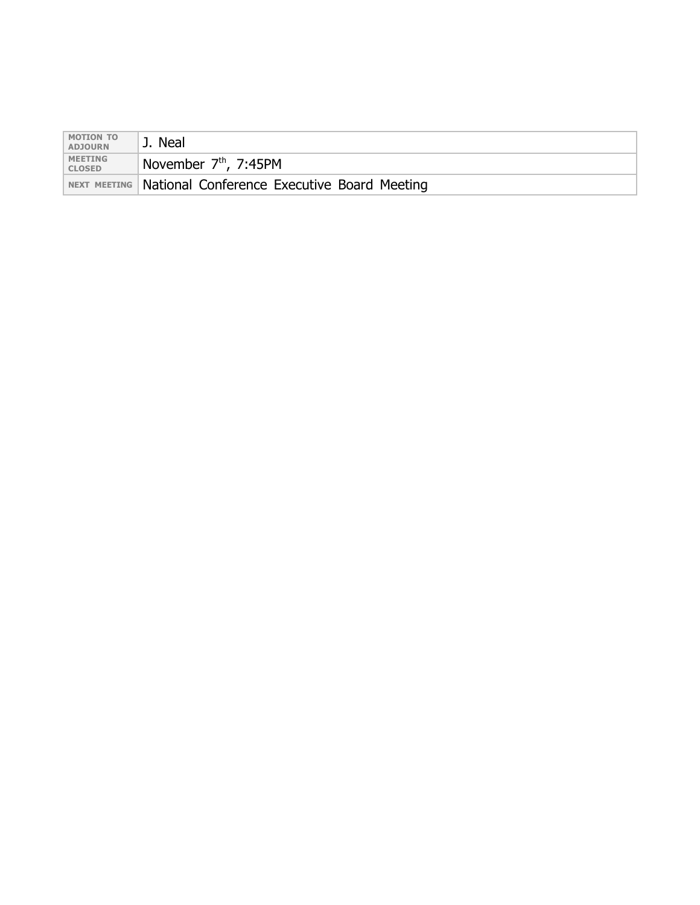| | |
|---|---|
| MOTION TO ADJOURN | J. Neal |
| MEETING CLOSED | November 7th, 7:45PM |
| NEXT MEETING | National Conference Executive Board Meeting |